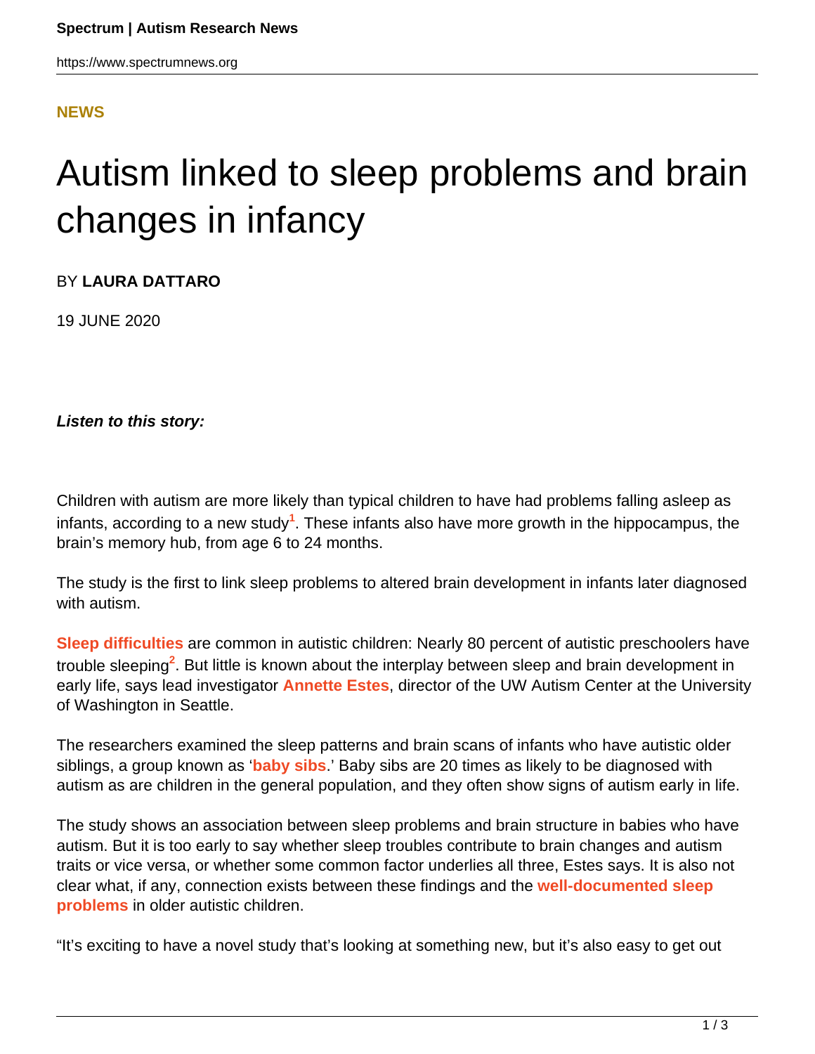NEWS

# Autism linked to sleep problems and brain changes in infancy

BY **LAURA DATTARO**

19 JUNE 2020

***Listen to this story:***

Children with autism are more likely than typical children to have had problems falling asleep as infants, according to a new study[1]. These infants also have more growth in the hippocampus, the brain's memory hub, from age 6 to 24 months.

The study is the first to link sleep problems to altered brain development in infants later diagnosed with autism.

**Sleep difficulties** are common in autistic children: Nearly 80 percent of autistic preschoolers have trouble sleeping[2]. But little is known about the interplay between sleep and brain development in early life, says lead investigator **Annette Estes**, director of the UW Autism Center at the University of Washington in Seattle.

The researchers examined the sleep patterns and brain scans of infants who have autistic older siblings, a group known as '**baby sibs**.' Baby sibs are 20 times as likely to be diagnosed with autism as are children in the general population, and they often show signs of autism early in life.

The study shows an association between sleep problems and brain structure in babies who have autism. But it is too early to say whether sleep troubles contribute to brain changes and autism traits or vice versa, or whether some common factor underlies all three, Estes says. It is also not clear what, if any, connection exists between these findings and the **well-documented sleep problems** in older autistic children.

"It's exciting to have a novel study that's looking at something new, but it's also easy to get out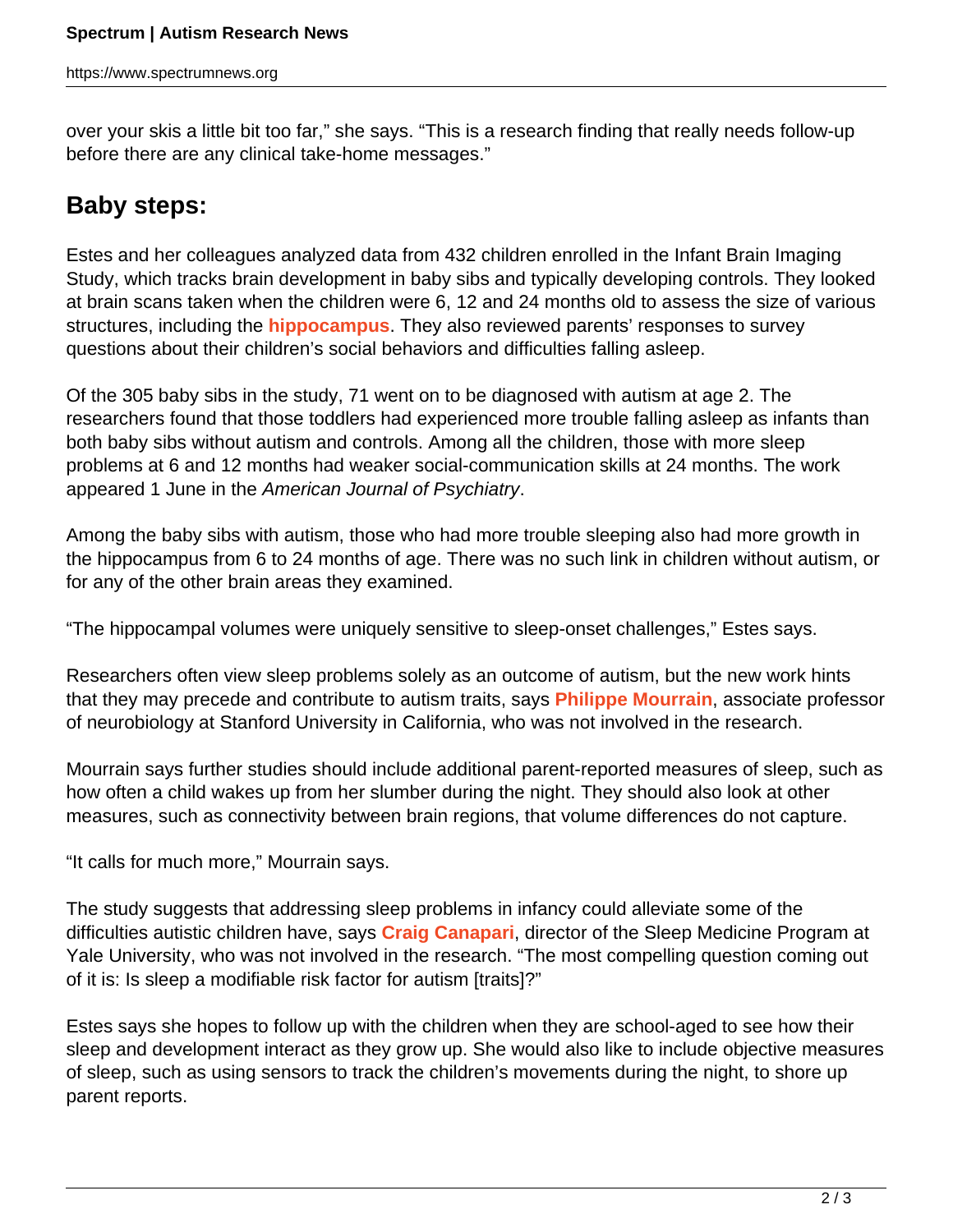over your skis a little bit too far," she says. "This is a research finding that really needs follow-up before there are any clinical take-home messages."

## Baby steps:

Estes and her colleagues analyzed data from 432 children enrolled in the Infant Brain Imaging Study, which tracks brain development in baby sibs and typically developing controls. They looked at brain scans taken when the children were 6, 12 and 24 months old to assess the size of various structures, including the **hippocampus**. They also reviewed parents' responses to survey questions about their children's social behaviors and difficulties falling asleep.

Of the 305 baby sibs in the study, 71 went on to be diagnosed with autism at age 2. The researchers found that those toddlers had experienced more trouble falling asleep as infants than both baby sibs without autism and controls. Among all the children, those with more sleep problems at 6 and 12 months had weaker social-communication skills at 24 months. The work appeared 1 June in the *American Journal of Psychiatry*.

Among the baby sibs with autism, those who had more trouble sleeping also had more growth in the hippocampus from 6 to 24 months of age. There was no such link in children without autism, or for any of the other brain areas they examined.

"The hippocampal volumes were uniquely sensitive to sleep-onset challenges," Estes says.

Researchers often view sleep problems solely as an outcome of autism, but the new work hints that they may precede and contribute to autism traits, says **Philippe Mourrain**, associate professor of neurobiology at Stanford University in California, who was not involved in the research.

Mourrain says further studies should include additional parent-reported measures of sleep, such as how often a child wakes up from her slumber during the night. They should also look at other measures, such as connectivity between brain regions, that volume differences do not capture.

"It calls for much more," Mourrain says.

The study suggests that addressing sleep problems in infancy could alleviate some of the difficulties autistic children have, says **Craig Canapari**, director of the Sleep Medicine Program at Yale University, who was not involved in the research. "The most compelling question coming out of it is: Is sleep a modifiable risk factor for autism [traits]?"

Estes says she hopes to follow up with the children when they are school-aged to see how their sleep and development interact as they grow up. She would also like to include objective measures of sleep, such as using sensors to track the children's movements during the night, to shore up parent reports.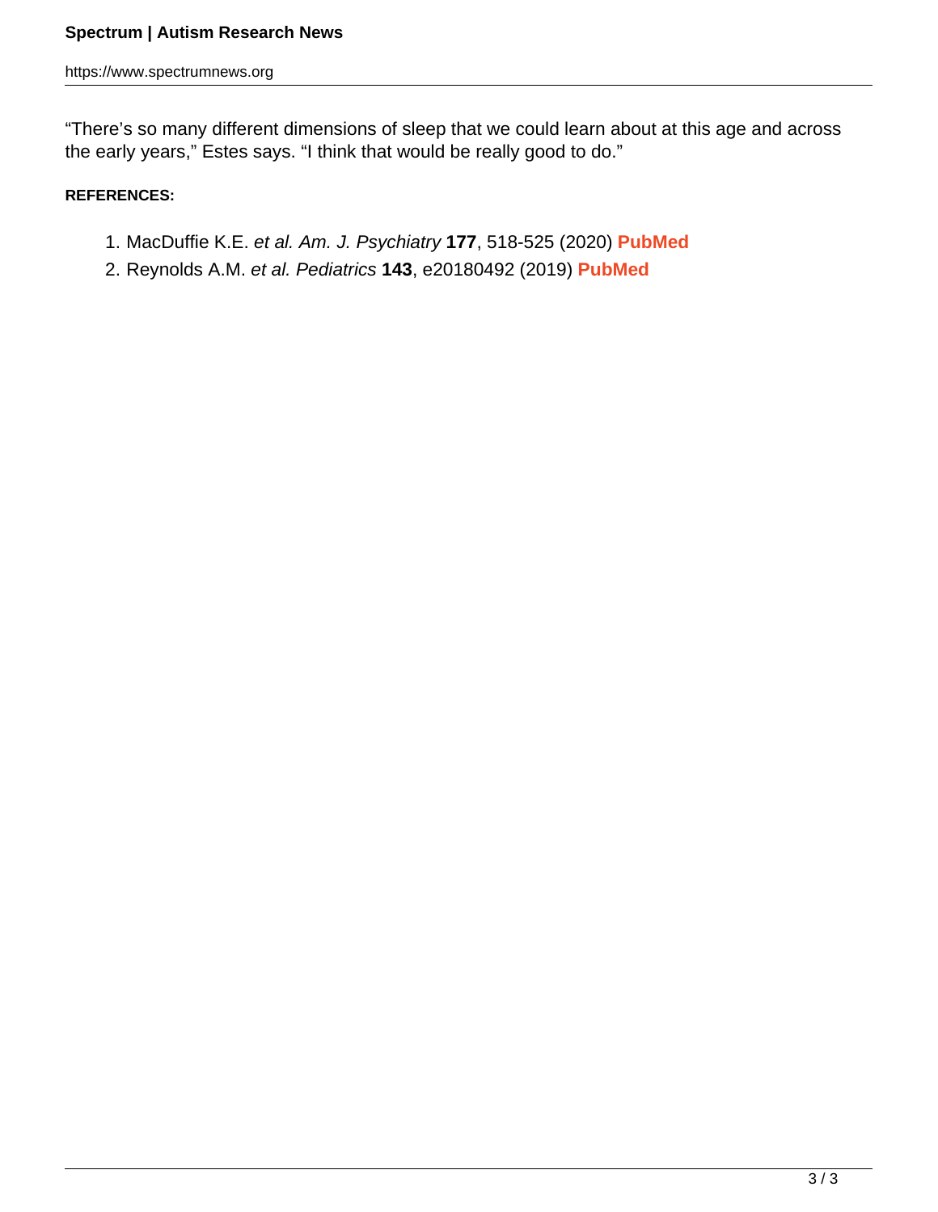"There's so many different dimensions of sleep that we could learn about at this age and across the early years," Estes says. "I think that would be really good to do."

**REFERENCES:**

1. MacDuffie K.E. *et al. Am. J. Psychiatry* **177**, 518-525 (2020) **PubMed**
2. Reynolds A.M. *et al. Pediatrics* **143**, e20180492 (2019) **PubMed**